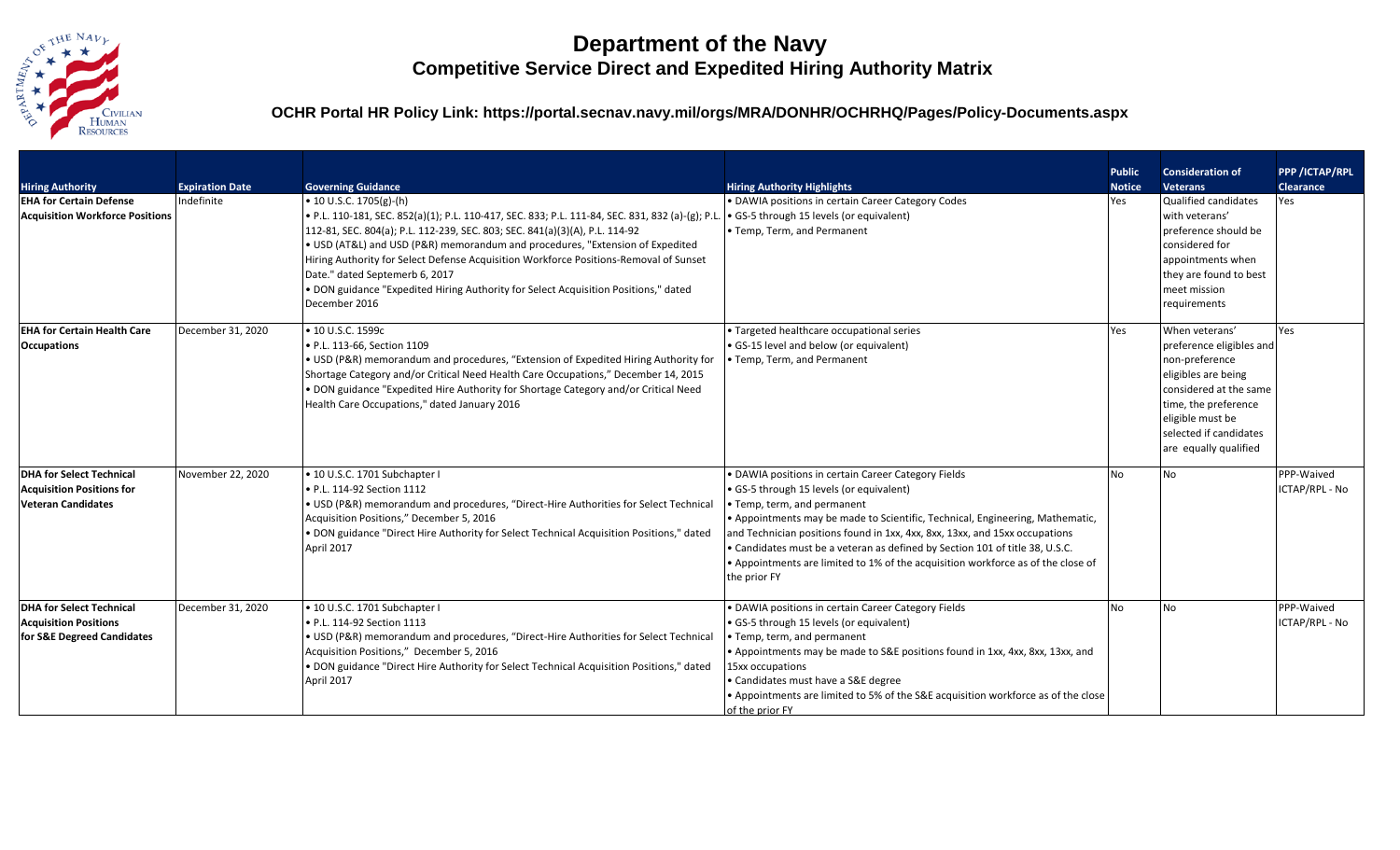# Department of the Navy
## Competitive Service Direct and Expedited Hiring Authority Matrix

**OCHR Portal HR Policy Link: https://portal.secnav.mil/orgs/MRA/DONHR/OCHRHQ/Pages/Policy-Documents.aspx**

| Hiring Authority | Expiration Date | Governing Guidance | Hiring Authority Highlights | Public Notice | Consideration of Veterans | PPP /ICTAP/RPL Clearance |
|---|---|---|---|---|---|---|
| **EHA for Certain Defense Acquisition Workforce Positions** | Indefinite | • 10 U.S.C. 1705(g)-(h)<br>• P.L. 110-181, SEC. 852(a)(1); P.L. 110-417, SEC. 833; P.L. 111-84, SEC. 831, 832 (a)-(g); P.L. 112-81, SEC. 804(a); P.L. 112-239, SEC. 803; SEC. 841(a)(3)(A), P.L. 114-92<br>• USD (AT&L) and USD (P&R) memorandum and procedures, "Extension of Expedited Hiring Authority for Select Defense Acquisition Workforce Positions-Removal of Sunset Date." dated Septemerb 6, 2017<br>• DON guidance "Expedited Hiring Authority for Select Acquisition Positions," dated December 2016 | • DAWIA positions in certain Career Category Codes<br>• GS-5 through 15 levels (or equivalent)<br>• Temp, Term, and Permanent | Yes | Qualified candidates with veterans' preference should be considered for appointments when they are found to best meet mission requirements | Yes |
| **EHA for Certain Health Care Occupations** | December 31, 2020 | • 10 U.S.C. 1599c<br>• P.L. 113-66, Section 1109<br>• USD (P&R) memorandum and procedures, "Extension of Expedited Hiring Authority for Shortage Category and/or Critical Need Health Care Occupations," December 14, 2015<br>• DON guidance "Expedited Hire Authority for Shortage Category and/or Critical Need Health Care Occupations," dated January 2016 | • Targeted healthcare occupational series<br>• GS-15 level and below (or equivalent)<br>• Temp, Term, and Permanent | Yes | When veterans' preference eligibles and non-preference eligibles are being considered at the same time, the preference eligible must be selected if candidates are equally qualified | Yes |
| **DHA for Select Technical Acquisition Positions for Veteran Candidates** | November 22, 2020 | • 10 U.S.C. 1701 Subchapter I<br>• P.L. 114-92 Section 1112<br>• USD (P&R) memorandum and procedures, "Direct-Hire Authorities for Select Technical Acquisition Positions," December 5, 2016<br>• DON guidance "Direct Hire Authority for Select Technical Acquisition Positions," dated April 2017 | • DAWIA positions in certain Career Category Fields<br>• GS-5 through 15 levels (or equivalent)<br>• Temp, term, and permanent<br>• Appointments may be made to Scientific, Technical, Engineering, Mathematic, and Technician positions found in 1xx, 4xx, 8xx, 13xx, and 15xx occupations<br>• Candidates must be a veteran as defined by Section 101 of title 38, U.S.C.<br>• Appointments are limited to 1% of the acquisition workforce as of the close of the prior FY | No | No | PPP-Waived<br>ICTAP/RPL - No |
| **DHA for Select Technical Acquisition Positions for S&E Degreed Candidates** | December 31, 2020 | • 10 U.S.C. 1701 Subchapter I<br>• P.L. 114-92 Section 1113<br>• USD (P&R) memorandum and procedures, "Direct-Hire Authorities for Select Technical Acquisition Positions," December 5, 2016<br>• DON guidance "Direct Hire Authority for Select Technical Acquisition Positions," dated April 2017 | • DAWIA positions in certain Career Category Fields<br>• GS-5 through 15 levels (or equivalent)<br>• Temp, term, and permanent<br>• Appointments may be made to S&E positions found in 1xx, 4xx, 8xx, 13xx, and 15xx occupations<br>• Candidates must have a S&E degree<br>• Appointments are limited to 5% of the S&E acquisition workforce as of the close of the prior FY | No | No | PPP-Waived<br>ICTAP/RPL - No |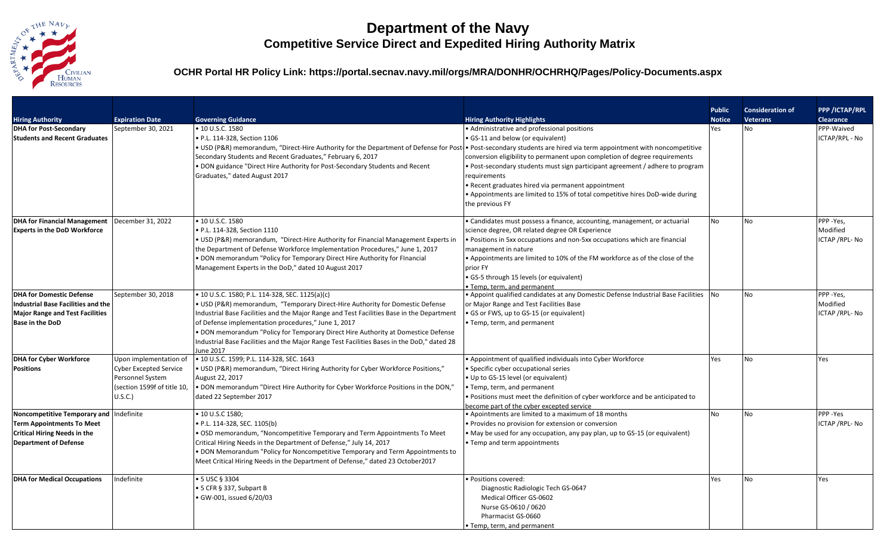# Department of the Navy

## Competitive Service Direct and Expedited Hiring Authority Matrix

**OCHR Portal HR Policy Link: https://portal.secnav.navy.mil/orgs/MRA/DONHR/OCHRHQ/Pages/Policy-Documents.aspx**

| Hiring Authority | Expiration Date | Governing Guidance | Hiring Authority Highlights | Public Notice | Consideration of Veterans | PPP /ICTAP/RPL Clearance |
|---|---|---|---|---|---|---|
| **DHA for Post-Secondary Students and Recent Graduates** | September 30, 2021 | • 10 U.S.C. 1580<br>• P.L. 114-328, Section 1106<br>• USD (P&R) memorandum, "Direct-Hire Authority for the Department of Defense for Post-Secondary Students and Recent Graduates," February 6, 2017<br>• DON guidance "Direct Hire Authority for Post-Secondary Students and Recent Graduates," dated August 2017 | • Administrative and professional positions<br>• GS-11 and below (or equivalent)<br>• Post-secondary students are hired via term appointment with noncompetitive conversion eligibility to permanent upon completion of degree requirements<br>• Post-secondary students must sign participant agreement / adhere to program requirements<br>• Recent graduates hired via permanent appointment<br>• Appointments are limited to 15% of total competitive hires DoD-wide during the previous FY | Yes | No | PPP-Waived<br>ICTAP/RPL - No |
| **DHA for Financial Management Experts in the DoD Workforce** | December 31, 2022 | • 10 U.S.C. 1580<br>• P.L. 114-328, Section 1110<br>• USD (P&R) memorandum, "Direct-Hire Authority for Financial Management Experts in the Department of Defense Workforce Implementation Procedures," June 1, 2017<br>• DON memorandum "Policy for Temporary Direct Hire Authority for FInancial Management Experts in the DoD," dated 10 August 2017 | • Candidates must possess a finance, accounting, management, or actuarial science degree, OR related degree OR Experience<br>• Positions in 5xx occupations and non-5xx occupations which are financial management in nature<br>• Appointments are limited to 10% of the FM workforce as of the close of the prior FY<br>• GS-5 through 15 levels (or equivalent)<br>• Temp, term, and permanent | No | No | PPP -Yes,<br>Modified<br>ICTAP /RPL- No |
| **DHA for Domestic Defense Industrial Base Facilities and the Major Range and Test Facilities Base in the DoD** | September 30, 2018 | • 10 U.S.C. 1580; P.L. 114-328, SEC. 1125(a)(c)<br>• USD (P&R) memorandum, "Temporary Direct-Hire Authority for Domestic Defense Industrial Base Facilities and the Major Range and Test Facilities Base in the Department of Defense implementation procedures," June 1, 2017<br>• DON memorandum "Policy for Temporary Direct Hire Authority at Domestice Defense Industrial Base Facilities and the Major Range Test Facilities Bases in the DoD," dated 28 June 2017 | • Appoint qualified candidates at any Domestic Defense Industrial Base Facilities or Major Range and Test Facilities Base<br>• GS or FWS, up to GS-15 (or equivalent)<br>• Temp, term, and permanent | No | No | PPP -Yes,<br>Modified<br>ICTAP /RPL- No |
| **DHA for Cyber Workforce Positions** | Upon implementation of Cyber Excepted Service Personnel System (section 1599f of title 10, U.S.C.) | • 10 U.S.C. 1599; P.L. 114-328, SEC. 1643<br>• USD (P&R) memorandum, "Direct Hiring Authority for Cyber Workforce Positions," August 22, 2017<br>• DON memorandum "Direct Hire Authority for Cyber Workforce Positions in the DON," dated 22 September 2017 | • Appointment of qualified individuals into Cyber Workforce<br>• Specific cyber occupational series<br>• Up to GS-15 level (or equivalent)<br>• Temp, term, and permanent<br>• Positions must meet the definition of cyber workforce and be anticipated to become part of the cyber excepted service | Yes | No | Yes |
| **Noncompetitive Temporary and Term Appointments To Meet Critical Hiring Needs in the Department of Defense** | Indefinite | • 10 U.S.C 1580;<br>• P.L. 114-328, SEC. 1105(b)<br>• OSD memorandum, "Noncompetitive Temporary and Term Appointments To Meet Critical Hiring Needs in the Department of Defense," July 14, 2017<br>• DON Memorandum "Policy for Noncompetitive Temporary and Term Appointments to Meet Critical Hiring Needs in the Department of Defense," dated 23 October2017 | • Apointments are limited to a maximum of 18 months<br>• Provides no provision for extension or conversion<br>• May be used for any occupation, any pay plan, up to GS-15 (or equivalent)<br>• Temp and term appointments | No | No | PPP -Yes<br>ICTAP /RPL- No |
| **DHA for Medical Occupations** | Indefinite | • 5 USC § 3304<br>• 5 CFR § 337, Subpart B<br>• GW-001, issued 6/20/03 | • Positions covered:<br>Diagnostic Radiologic Tech GS-0647<br>Medical Officer GS-0602<br>Nurse GS-0610 / 0620<br>Pharmacist GS-0660<br>• Temp, term, and permanent | Yes | No | Yes |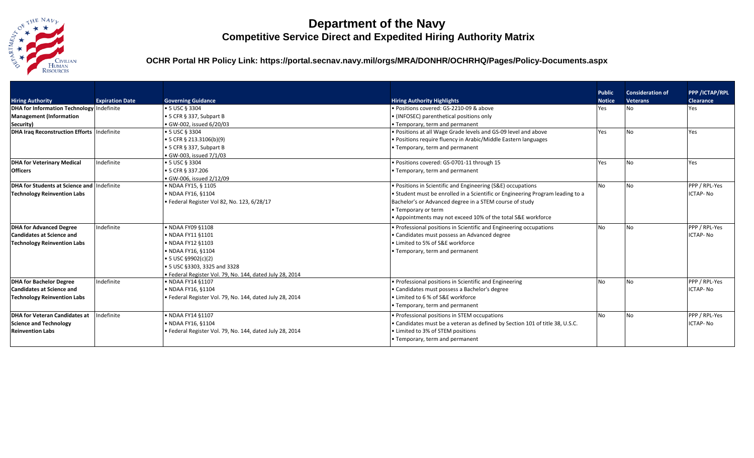# Department of the Navy

## Competitive Service Direct and Expedited Hiring Authority Matrix

**OCHR Portal HR Policy Link: https://portal.secnav.navy.mil/orgs/MRA/DONHR/OCHRHQ/Pages/Policy-Documents.aspx**

| Hiring Authority | Expiration Date | Governing Guidance | Hiring Authority Highlights | Public Notice | Consideration of Veterans | PPP /ICTAP/RPL Clearance |
|---|---|---|---|---|---|---|
| **DHA for Information Technology Management (Information Security)** | Indefinite | • 5 USC § 3304<br>• 5 CFR § 337, Subpart B<br>• GW-002, issued 6/20/03 | • Positions covered: GS-2210-09 & above<br>• (INFOSEC) parenthetical positions only<br>• Temporary, term and permanent | Yes | No | Yes |
| **DHA Iraq Reconstruction Efforts** | Indefinite | • 5 USC § 3304<br>• 5 CFR § 213.3106(b)(9)<br>• 5 CFR § 337, Subpart B<br>• GW-003, issued 7/1/03 | • Positions at all Wage Grade levels and GS-09 level and above<br>• Positions require fluency in Arabic/Middle Eastern languages<br>• Temporary, term and permanent | Yes | No | Yes |
| **DHA for Veterinary Medical Officers** | Indefinite | • 5 USC § 3304<br>• 5 CFR § 337.206<br>• GW-006, issued 2/12/09 | • Positions covered: GS-0701-11 through 15<br>• Temporary, term and permanent | Yes | No | Yes |
| **DHA for Students at Science and Technology Reinvention Labs** | Indefinite | • NDAA FY15, § 1105<br>• NDAA FY16, §1104<br>• Federal Register Vol 82, No. 123, 6/28/17 | • Positions in Scientific and Engineering (S&E) occupations<br>• Student must be enrolled in a Scientific or Engineering Program leading to a Bachelor's or Advanced degree in a STEM course of study<br>• Temporary or term<br>• Appointments may not exceed 10% of the total S&E workforce | No | No | PPP / RPL-Yes<br>ICTAP- No |
| **DHA for Advanced Degree Candidates at Science and Technology Reinvention Labs** | Indefinite | • NDAA FY09 §1108<br>• NDAA FY11 §1101<br>• NDAA FY12 §1103<br>• NDAA FY16, §1104<br>• 5 USC §9902(c)(2)<br>• 5 USC §3303, 3325 and 3328<br>• Federal Register Vol. 79, No. 144, dated July 28, 2014 | • Professional positions in Scientific and Engineering occupations<br>• Candidates must possess an Advanced degree<br>• Limited to 5% of S&E workforce<br>• Temporary, term and permanent | No | No | PPP / RPL-Yes<br>ICTAP- No |
| **DHA for Bachelor Degree Candidates at Science and Technology Reinvention Labs** | Indefinite | • NDAA FY14 §1107<br>• NDAA FY16, §1104<br>• Federal Register Vol. 79, No. 144, dated July 28, 2014 | • Professional positions in Scientific and Engineering<br>• Candidates must possess a Bachelor's degree<br>• Limited to 6 % of S&E workforce<br>• Temporary, term and permanent | No | No | PPP / RPL-Yes<br>ICTAP- No |
| **DHA for Veteran Candidates at Science and Technology Reinvention Labs** | Indefinite | • NDAA FY14 §1107<br>• NDAA FY16, §1104<br>• Federal Register Vol. 79, No. 144, dated July 28, 2014 | • Professional positions in STEM occupations<br>• Candidates must be a veteran as defined by Section 101 of title 38, U.S.C.<br>• Limited to 3% of STEM positions<br>• Temporary, term and permanent | No | No | PPP / RPL-Yes<br>ICTAP- No |